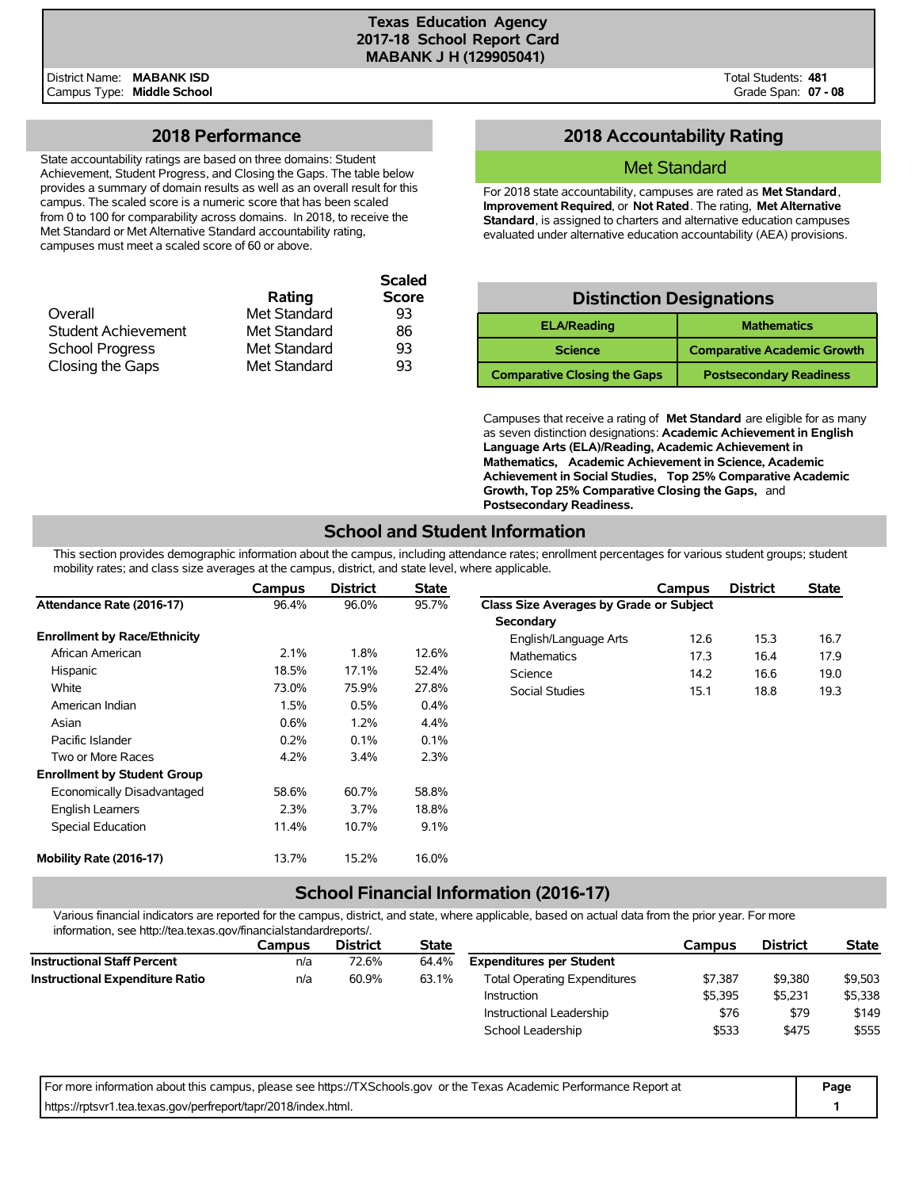# Texas Education Agency
## 2017-18 School Report Card
## MABANK J H (129905041)

District Name: **MABANK ISD**
Campus Type: **Middle School**

Total Students: **481**
Grade Span: **07 - 08**

## 2018 Performance

State accountability ratings are based on three domains: Student Achievement, Student Progress, and Closing the Gaps. The table below provides a summary of domain results as well as an overall result for this campus. The scaled score is a numeric score that has been scaled from 0 to 100 for comparability across domains. In 2018, to receive the Met Standard or Met Alternative Standard accountability rating, campuses must meet a scaled score of 60 or above.

| | Rating | Scaled Score |
|---|---|---|
| Overall | Met Standard | 93 |
| Student Achievement | Met Standard | 86 |
| School Progress | Met Standard | 93 |
| Closing the Gaps | Met Standard | 93 |

## 2018 Accountability Rating

**Met Standard**

For 2018 state accountability, campuses are rated as **Met Standard**, **Improvement Required**, or **Not Rated**. The rating, **Met Alternative Standard**, is assigned to charters and alternative education campuses evaluated under alternative education accountability (AEA) provisions.

## Distinction Designations

| | |
|---|---|
| **ELA/Reading** | **Mathematics** |
| **Science** | **Comparative Academic Growth** |
| **Comparative Closing the Gaps** | **Postsecondary Readiness** |

Campuses that receive a rating of **Met Standard** are eligible for as many as seven distinction designations: **Academic Achievement in English Language Arts (ELA)/Reading, Academic Achievement in Mathematics, Academic Achievement in Science, Academic Achievement in Social Studies, Top 25% Comparative Academic Growth, Top 25% Comparative Closing the Gaps,** and **Postsecondary Readiness.**

## School and Student Information

This section provides demographic information about the campus, including attendance rates; enrollment percentages for various student groups; student mobility rates; and class size averages at the campus, district, and state level, where applicable.

| | Campus | District | State |
|---|---|---|---|
| **Attendance Rate (2016-17)** | 96.4% | 96.0% | 95.7% |
| **Enrollment by Race/Ethnicity** | | | |
| African American | 2.1% | 1.8% | 12.6% |
| Hispanic | 18.5% | 17.1% | 52.4% |
| White | 73.0% | 75.9% | 27.8% |
| American Indian | 1.5% | 0.5% | 0.4% |
| Asian | 0.6% | 1.2% | 4.4% |
| Pacific Islander | 0.2% | 0.1% | 0.1% |
| Two or More Races | 4.2% | 3.4% | 2.3% |
| **Enrollment by Student Group** | | | |
| Economically Disadvantaged | 58.6% | 60.7% | 58.8% |
| English Learners | 2.3% | 3.7% | 18.8% |
| Special Education | 11.4% | 10.7% | 9.1% |
| **Mobility Rate (2016-17)** | 13.7% | 15.2% | 16.0% |

| | Campus | District | State |
|---|---|---|---|
| **Class Size Averages by Grade or Subject** | | | |
| **Secondary** | | | |
| English/Language Arts | 12.6 | 15.3 | 16.7 |
| Mathematics | 17.3 | 16.4 | 17.9 |
| Science | 14.2 | 16.6 | 19.0 |
| Social Studies | 15.1 | 18.8 | 19.3 |

## School Financial Information (2016-17)

Various financial indicators are reported for the campus, district, and state, where applicable, based on actual data from the prior year. For more information, see http://tea.texas.gov/financialstandardreports/.

| | Campus | District | State |
|---|---|---|---|
| **Instructional Staff Percent** | n/a | 72.6% | 64.4% |
| **Instructional Expenditure Ratio** | n/a | 60.9% | 63.1% |

| | Campus | District | State |
|---|---|---|---|
| **Expenditures per Student** | | | |
| Total Operating Expenditures | $7,387 | $9,380 | $9,503 |
| Instruction | $5,395 | $5,231 | $5,338 |
| Instructional Leadership | $76 | $79 | $149 |
| School Leadership | $533 | $475 | $555 |

For more information about this campus, please see https://TXSchools.gov or the Texas Academic Performance Report at https://rptsvr1.tea.texas.gov/perfreport/tapr/2018/index.html.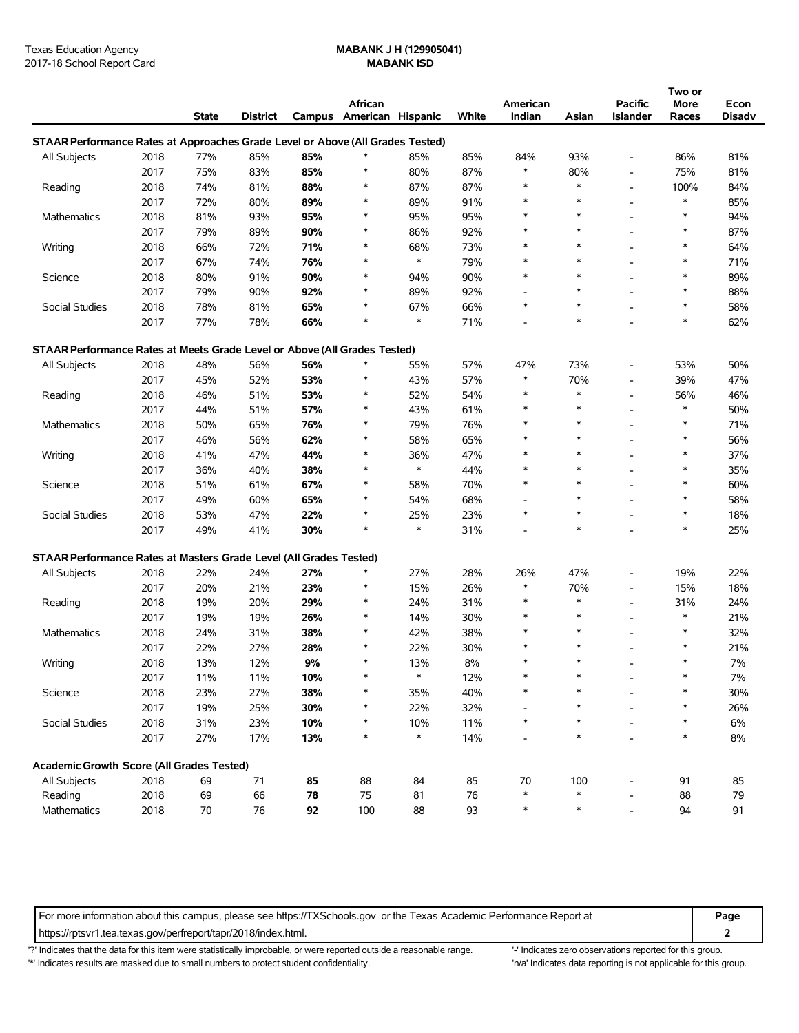Texas Education Agency
2017-18 School Report Card

**MABANK J H (129905041)**
**MABANK ISD**

| | | State | District | Campus | African American | Hispanic | White | American Indian | Asian | Pacific Islander | Two or More Races | Econ Disadv |
|---|---|---|---|---|---|---|---|---|---|---|---|---|
| **STAAR Performance Rates at Approaches Grade Level or Above (All Grades Tested)** | | | | | | | | | | | | |
| All Subjects | 2018 | 77% | 85% | **85%** | * | 85% | 85% | 84% | 93% | - | 86% | 81% |
| | 2017 | 75% | 83% | **85%** | * | 80% | 87% | * | 80% | - | 75% | 81% |
| Reading | 2018 | 74% | 81% | **88%** | * | 87% | 87% | * | * | - | 100% | 84% |
| | 2017 | 72% | 80% | **89%** | * | 89% | 91% | * | * | - | * | 85% |
| Mathematics | 2018 | 81% | 93% | **95%** | * | 95% | 95% | * | * | - | * | 94% |
| | 2017 | 79% | 89% | **90%** | * | 86% | 92% | * | * | - | * | 87% |
| Writing | 2018 | 66% | 72% | **71%** | * | 68% | 73% | * | * | - | * | 64% |
| | 2017 | 67% | 74% | **76%** | * | * | 79% | * | * | - | * | 71% |
| Science | 2018 | 80% | 91% | **90%** | * | 94% | 90% | * | * | - | * | 89% |
| | 2017 | 79% | 90% | **92%** | * | 89% | 92% | - | * | - | * | 88% |
| Social Studies | 2018 | 78% | 81% | **65%** | * | 67% | 66% | * | * | - | * | 58% |
| | 2017 | 77% | 78% | **66%** | * | * | 71% | - | * | - | * | 62% |
| **STAAR Performance Rates at Meets Grade Level or Above (All Grades Tested)** | | | | | | | | | | | | |
| All Subjects | 2018 | 48% | 56% | **56%** | * | 55% | 57% | 47% | 73% | - | 53% | 50% |
| | 2017 | 45% | 52% | **53%** | * | 43% | 57% | * | 70% | - | 39% | 47% |
| Reading | 2018 | 46% | 51% | **53%** | * | 52% | 54% | * | * | - | 56% | 46% |
| | 2017 | 44% | 51% | **57%** | * | 43% | 61% | * | * | - | * | 50% |
| Mathematics | 2018 | 50% | 65% | **76%** | * | 79% | 76% | * | * | - | * | 71% |
| | 2017 | 46% | 56% | **62%** | * | 58% | 65% | * | * | - | * | 56% |
| Writing | 2018 | 41% | 47% | **44%** | * | 36% | 47% | * | * | - | * | 37% |
| | 2017 | 36% | 40% | **38%** | * | * | 44% | * | * | - | * | 35% |
| Science | 2018 | 51% | 61% | **67%** | * | 58% | 70% | * | * | - | * | 60% |
| | 2017 | 49% | 60% | **65%** | * | 54% | 68% | - | * | - | * | 58% |
| Social Studies | 2018 | 53% | 47% | **22%** | * | 25% | 23% | * | * | - | * | 18% |
| | 2017 | 49% | 41% | **30%** | * | * | 31% | - | * | - | * | 25% |
| **STAAR Performance Rates at Masters Grade Level (All Grades Tested)** | | | | | | | | | | | | |
| All Subjects | 2018 | 22% | 24% | **27%** | * | 27% | 28% | 26% | 47% | - | 19% | 22% |
| | 2017 | 20% | 21% | **23%** | * | 15% | 26% | * | 70% | - | 15% | 18% |
| Reading | 2018 | 19% | 20% | **29%** | * | 24% | 31% | * | * | - | 31% | 24% |
| | 2017 | 19% | 19% | **26%** | * | 14% | 30% | * | * | - | * | 21% |
| Mathematics | 2018 | 24% | 31% | **38%** | * | 42% | 38% | * | * | - | * | 32% |
| | 2017 | 22% | 27% | **28%** | * | 22% | 30% | * | * | - | * | 21% |
| Writing | 2018 | 13% | 12% | **9%** | * | 13% | 8% | * | * | - | * | 7% |
| | 2017 | 11% | 11% | **10%** | * | * | 12% | * | * | - | * | 7% |
| Science | 2018 | 23% | 27% | **38%** | * | 35% | 40% | * | * | - | * | 30% |
| | 2017 | 19% | 25% | **30%** | * | 22% | 32% | - | * | - | * | 26% |
| Social Studies | 2018 | 31% | 23% | **10%** | * | 10% | 11% | * | * | - | * | 6% |
| | 2017 | 27% | 17% | **13%** | * | * | 14% | - | * | - | * | 8% |
| **Academic Growth Score (All Grades Tested)** | | | | | | | | | | | | |
| All Subjects | 2018 | 69 | 71 | **85** | 88 | 84 | 85 | 70 | 100 | - | 91 | 85 |
| Reading | 2018 | 69 | 66 | **78** | 75 | 81 | 76 | * | * | - | 88 | 79 |
| Mathematics | 2018 | 70 | 76 | **92** | 100 | 88 | 93 | * | * | - | 94 | 91 |

For more information about this campus, please see https://TXSchools.gov or the Texas Academic Performance Report at https://rptsvr1.tea.texas.gov/perfreport/tapr/2018/index.html.

'?' Indicates that the data for this item were statistically improbable, or were reported outside a reasonable range.
'*' Indicates results are masked due to small numbers to protect student confidentiality.
'-' Indicates zero observations reported for this group.
'n/a' Indicates data reporting is not applicable for this group.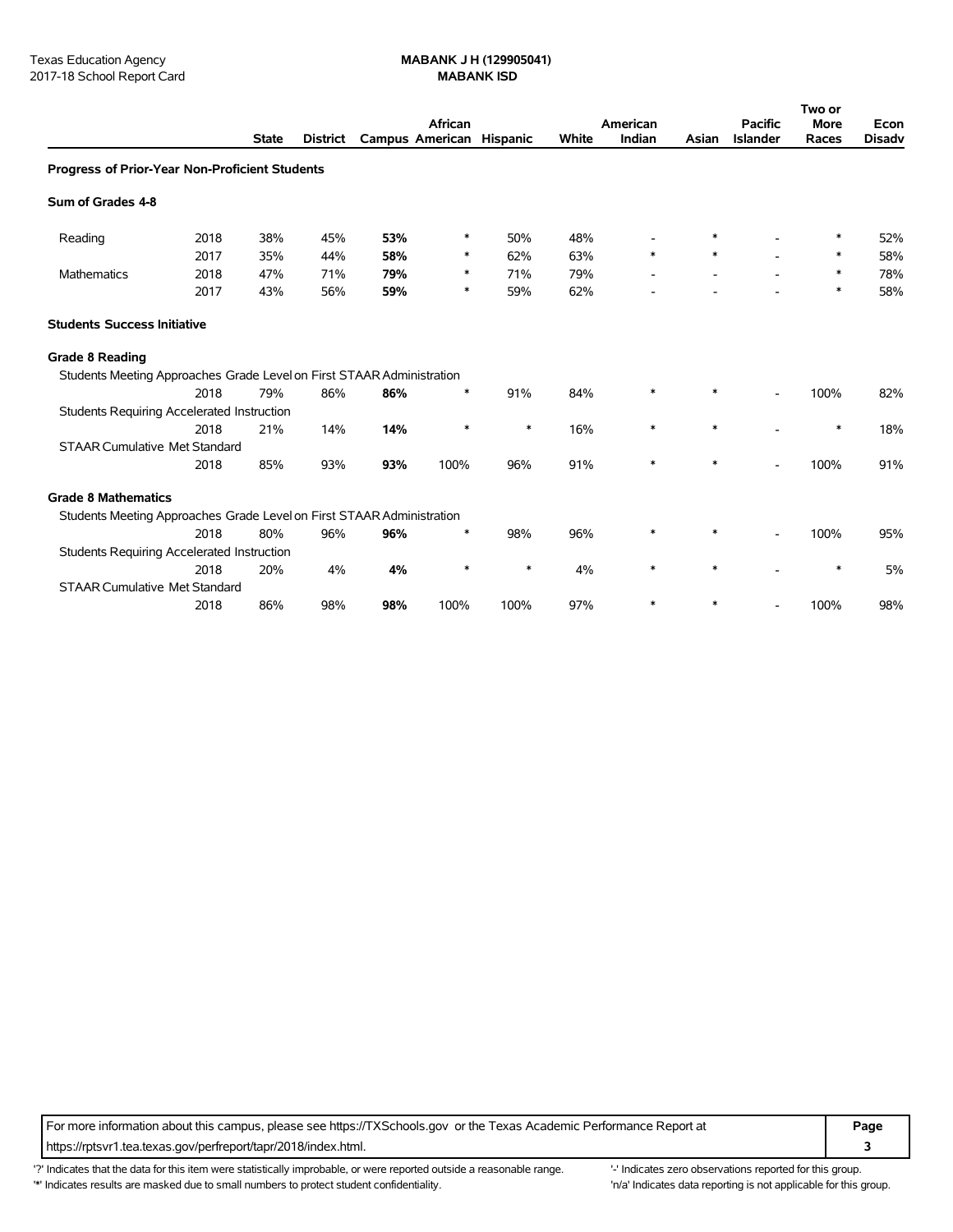Texas Education Agency
2017-18 School Report Card

**MABANK J H (129905041)**
**MABANK ISD**

| | | State | District | Campus | African American | Hispanic | White | American Indian | Asian | Pacific Islander | Two or More Races | Econ Disadv |
|---|---|---|---|---|---|---|---|---|---|---|---|---|
| **Progress of Prior-Year Non-Proficient Students** | | | | | | | | | | | | |
| **Sum of Grades 4-8** | | | | | | | | | | | | |
| Reading | 2018 | 38% | 45% | **53%** | * | 50% | 48% | - | * | - | * | 52% |
| | 2017 | 35% | 44% | **58%** | * | 62% | 63% | * | * | - | * | 58% |
| Mathematics | 2018 | 47% | 71% | **79%** | * | 71% | 79% | - | - | - | * | 78% |
| | 2017 | 43% | 56% | **59%** | * | 59% | 62% | - | - | - | * | 58% |
| **Students Success Initiative** | | | | | | | | | | | | |
| **Grade 8 Reading** | | | | | | | | | | | | |
| Students Meeting Approaches Grade Level on First STAAR Administration | | | | | | | | | | | | |
| | 2018 | 79% | 86% | **86%** | * | 91% | 84% | * | * | - | 100% | 82% |
| Students Requiring Accelerated Instruction | | | | | | | | | | | | |
| | 2018 | 21% | 14% | **14%** | * | * | 16% | * | * | - | * | 18% |
| STAAR Cumulative Met Standard | | | | | | | | | | | | |
| | 2018 | 85% | 93% | **93%** | 100% | 96% | 91% | * | * | - | 100% | 91% |
| **Grade 8 Mathematics** | | | | | | | | | | | | |
| Students Meeting Approaches Grade Level on First STAAR Administration | | | | | | | | | | | | |
| | 2018 | 80% | 96% | **96%** | * | 98% | 96% | * | * | - | 100% | 95% |
| Students Requiring Accelerated Instruction | | | | | | | | | | | | |
| | 2018 | 20% | 4% | **4%** | * | * | 4% | * | * | - | * | 5% |
| STAAR Cumulative Met Standard | | | | | | | | | | | | |
| | 2018 | 86% | 98% | **98%** | 100% | 100% | 97% | * | * | - | 100% | 98% |

For more information about this campus, please see https://TXSchools.gov or the Texas Academic Performance Report at https://rptsvr1.tea.texas.gov/perfreport/tapr/2018/index.html.

'?' Indicates that the data for this item were statistically improbable, or were reported outside a reasonable range.
'*' Indicates results are masked due to small numbers to protect student confidentiality.
'-' Indicates zero observations reported for this group.
'n/a' Indicates data reporting is not applicable for this group.